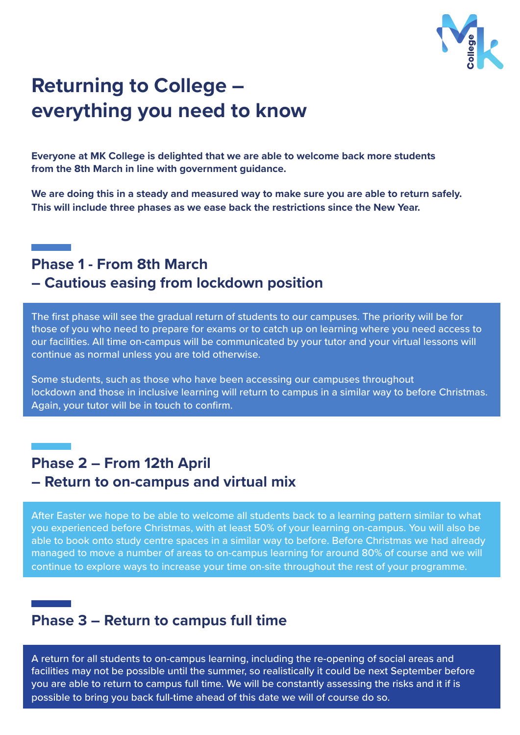# Returning to College – everything you need to know

**Everyone at MK College is delighted that we are able to welcome back more students from the 8th March in line with government guidance.**

**We are doing this in a steady and measured way to make sure you are able to return safely. This will include three phases as we ease back the restrictions since the New Year.**

## Phase 1 - From 8th March – Cautious easing from lockdown position

The first phase will see the gradual return of students to our campuses. The priority will be for those of you who need to prepare for exams or to catch up on learning where you need access to our facilities. All time on-campus will be communicated by your tutor and your virtual lessons will continue as normal unless you are told otherwise.

Some students, such as those who have been accessing our campuses throughout lockdown and those in inclusive learning will return to campus in a similar way to before Christmas. Again, your tutor will be in touch to confirm.

## Phase 2 – From 12th April – Return to on-campus and virtual mix

After Easter we hope to be able to welcome all students back to a learning pattern similar to what you experienced before Christmas, with at least 50% of your learning on-campus. You will also be able to book onto study centre spaces in a similar way to before. Before Christmas we had already managed to move a number of areas to on-campus learning for around 80% of course and we will continue to explore ways to increase your time on-site throughout the rest of your programme.

## Phase 3 – Return to campus full time

A return for all students to on-campus learning, including the re-opening of social areas and facilities may not be possible until the summer, so realistically it could be next September before you are able to return to campus full time. We will be constantly assessing the risks and it if is possible to bring you back full-time ahead of this date we will of course do so.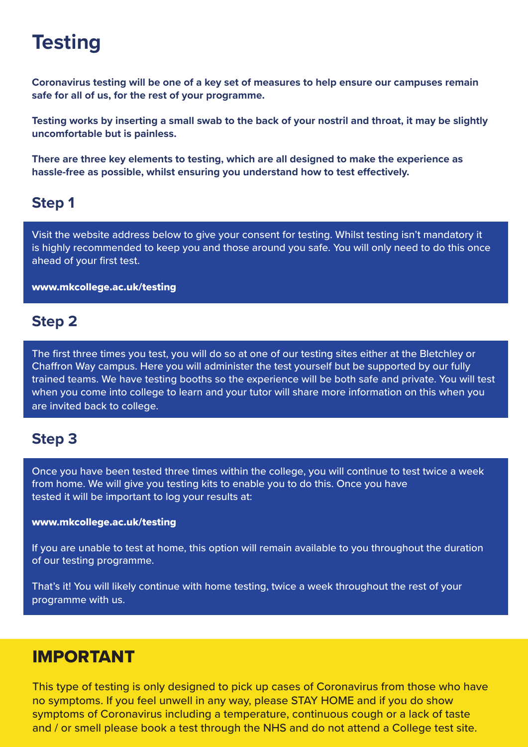# Testing

**Coronavirus testing will be one of a key set of measures to help ensure our campuses remain safe for all of us, for the rest of your programme.**

**Testing works by inserting a small swab to the back of your nostril and throat, it may be slightly uncomfortable but is painless.**

**There are three key elements to testing, which are all designed to make the experience as hassle-free as possible, whilst ensuring you understand how to test effectively.**

## Step 1

Visit the website address below to give your consent for testing. Whilst testing isn't mandatory it is highly recommended to keep you and those around you safe. You will only need to do this once ahead of your first test.

**www.mkcollege.ac.uk/testing**

## Step 2

The first three times you test, you will do so at one of our testing sites either at the Bletchley or Chaffron Way campus. Here you will administer the test yourself but be supported by our fully trained teams. We have testing booths so the experience will be both safe and private. You will test when you come into college to learn and your tutor will share more information on this when you are invited back to college.

## Step 3

Once you have been tested three times within the college, you will continue to test twice a week from home. We will give you testing kits to enable you to do this. Once you have tested it will be important to log your results at:

**www.mkcollege.ac.uk/testing**

If you are unable to test at home, this option will remain available to you throughout the duration of our testing programme.

That's it! You will likely continue with home testing, twice a week throughout the rest of your programme with us.

## IMPORTANT

This type of testing is only designed to pick up cases of Coronavirus from those who have no symptoms. If you feel unwell in any way, please STAY HOME and if you do show symptoms of Coronavirus including a temperature, continuous cough or a lack of taste and / or smell please book a test through the NHS and do not attend a College test site.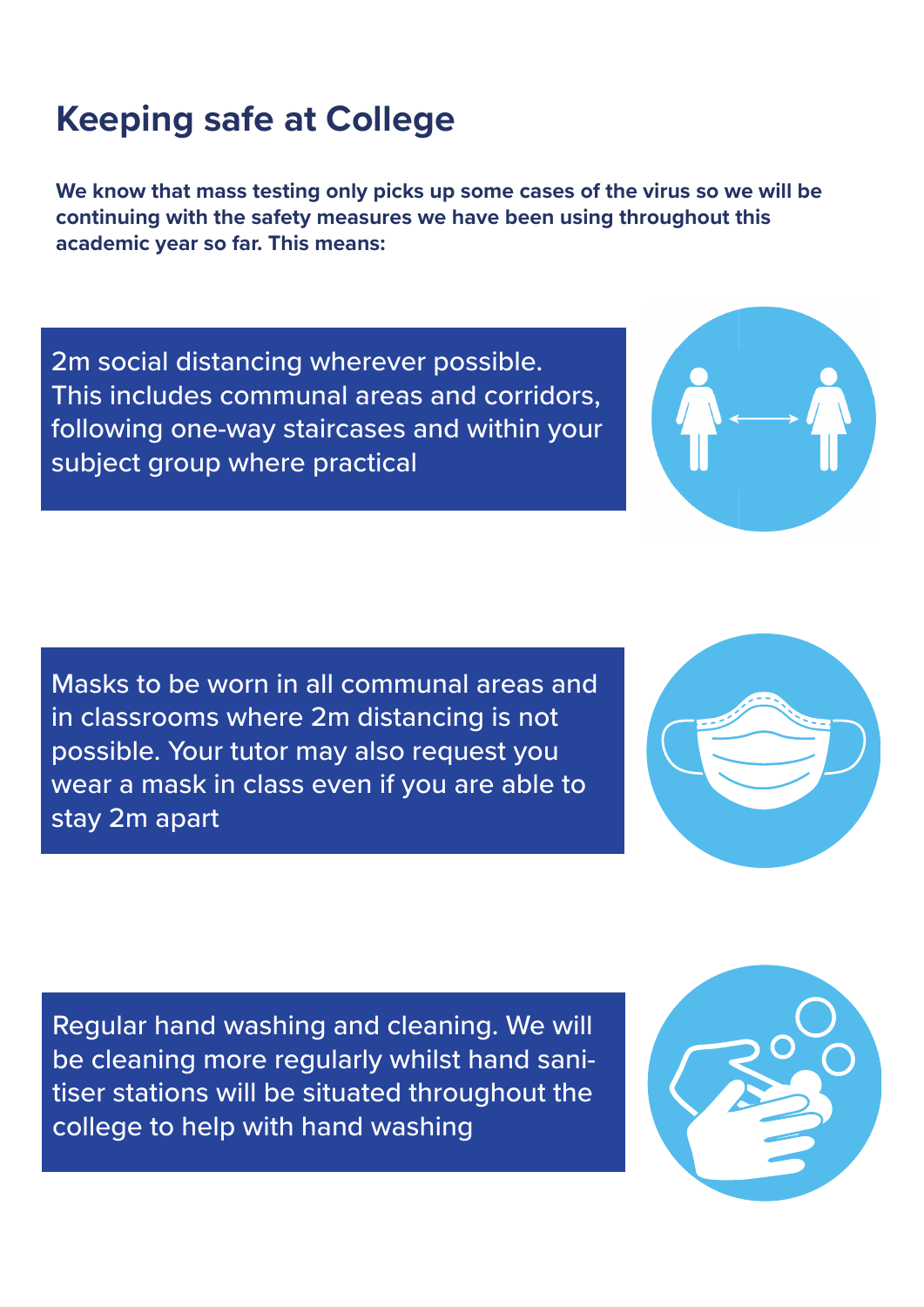# Keeping safe at College

**We know that mass testing only picks up some cases of the virus so we will be continuing with the safety measures we have been using throughout this academic year so far. This means:**

2m social distancing wherever possible. This includes communal areas and corridors, following one-way staircases and within your subject group where practical

Masks to be worn in all communal areas and in classrooms where 2m distancing is not possible. Your tutor may also request you wear a mask in class even if you are able to stay 2m apart

Regular hand washing and cleaning. We will be cleaning more regularly whilst hand sanitiser stations will be situated throughout the college to help with hand washing